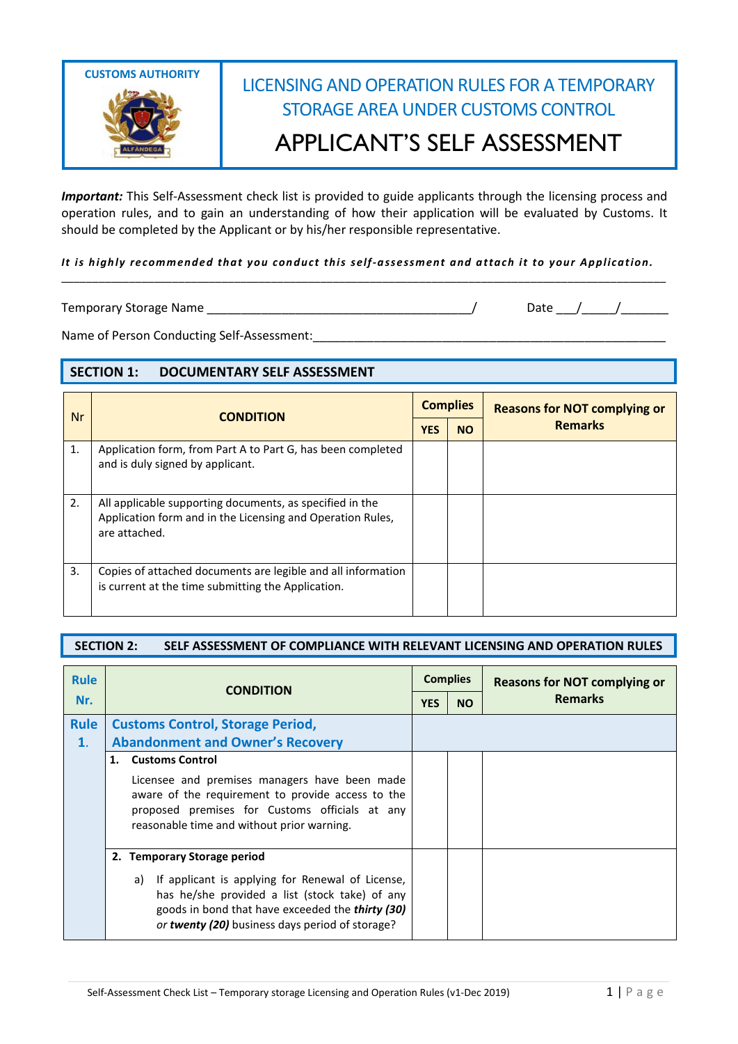**CUSTOMS AUTHORITY**

# LICENSING AND OPERATION RULES FOR A TEMPORARY STORAGE AREA UNDER CUSTOMS CONTROL

# APPLICANT'S SELF ASSESSMENT

***Important:*** This Self-Assessment check list is provided to guide applicants through the licensing process and operation rules, and to gain an understanding of how their application will be evaluated by Customs. It should be completed by the Applicant or by his/her responsible representative.

***It is highly recommended that you conduct this self-assessment and attach it to your Application.***

Temporary Storage Name ________________________________________/ Date ___/_____/_______

Name of Person Conducting Self-Assessment:______________________________________________________

## SECTION 1: DOCUMENTARY SELF ASSESSMENT

| Nr | CONDITION | Complies | | Reasons for NOT complying or Remarks |
|---|---|---|---|---|
| | | YES | NO | |
| 1. | Application form, from Part A to Part G, has been completed and is duly signed by applicant. | | | |
| 2. | All applicable supporting documents, as specified in the Application form and in the Licensing and Operation Rules, are attached. | | | |
| 3. | Copies of attached documents are legible and all information is current at the time submitting the Application. | | | |

## SECTION 2: SELF ASSESSMENT OF COMPLIANCE WITH RELEVANT LICENSING AND OPERATION RULES

| Rule Nr. | CONDITION | Complies | | Reasons for NOT complying or Remarks |
|---|---|---|---|---|
| | | YES | NO | |
| **Rule 1.** | **Customs Control, Storage Period, Abandonment and Owner's Recovery** | | | |
| | **1. Customs Control**<br>Licensee and premises managers have been made aware of the requirement to provide access to the proposed premises for Customs officials at any reasonable time and without prior warning. | | | |
| | **2. Temporary Storage period**<br>a) If applicant is applying for Renewal of License, has he/she provided a list (stock take) of any goods in bond that have exceeded the ***thirty (30)*** *or* ***twenty (20)*** business days period of storage? | | | |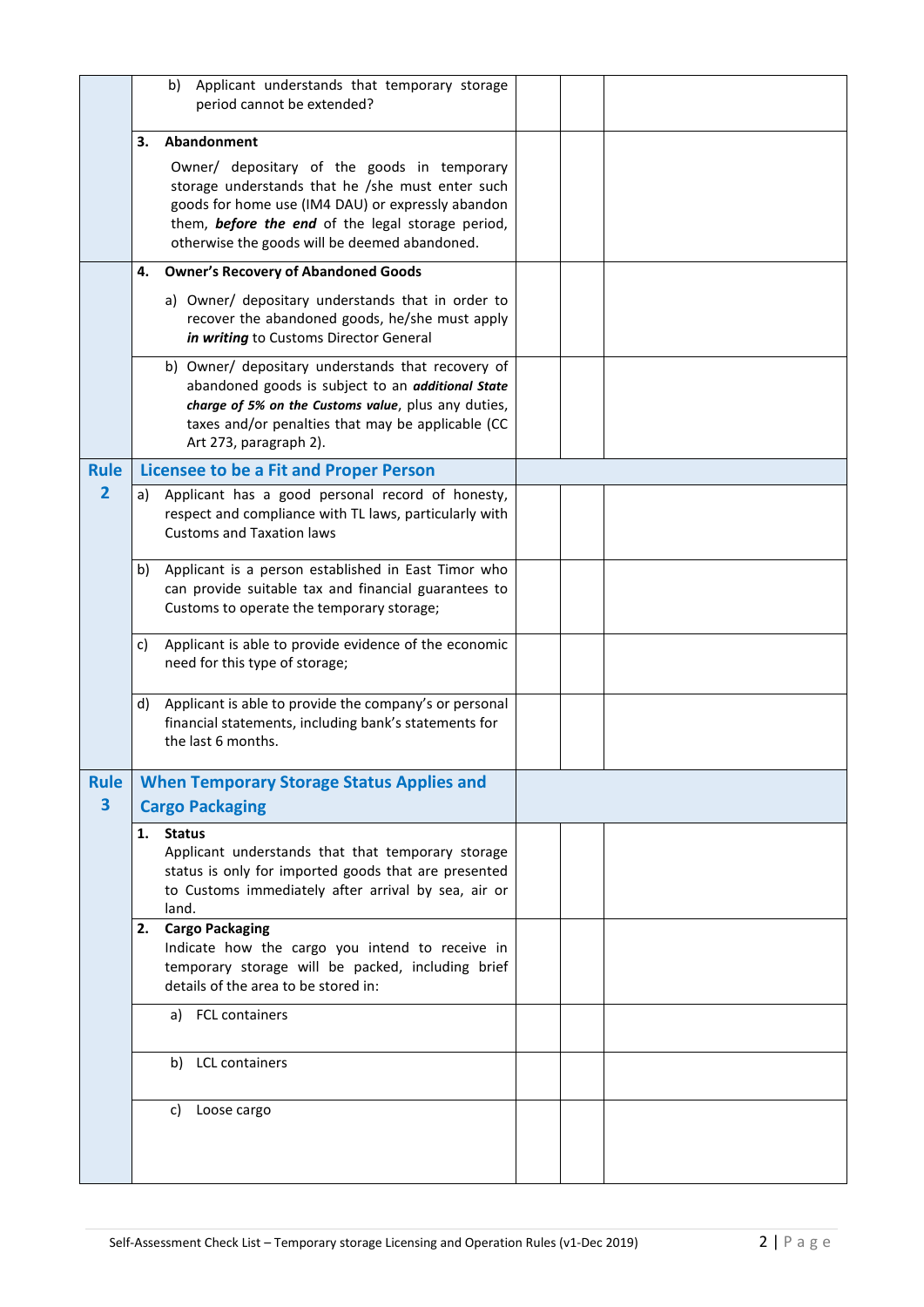| | | | | |
|---|---|---|---|---|
| | b) Applicant understands that temporary storage period cannot be extended? | | | |
| | **3. Abandonment**<br>Owner/ depositary of the goods in temporary storage understands that he /she must enter such goods for home use (IM4 DAU) or expressly abandon them, ***before the end*** of the legal storage period, otherwise the goods will be deemed abandoned. | | | |
| | **4. Owner's Recovery of Abandoned Goods**<br>a) Owner/ depositary understands that in order to recover the abandoned goods, he/she must apply ***in writing*** to Customs Director General | | | |
| | b) Owner/ depositary understands that recovery of abandoned goods is subject to an ***additional State charge of 5% on the Customs value***, plus any duties, taxes and/or penalties that may be applicable (CC Art 273, paragraph 2). | | | |
| **Rule 2** | **Licensee to be a Fit and Proper Person** | | | |
| | a) Applicant has a good personal record of honesty, respect and compliance with TL laws, particularly with Customs and Taxation laws | | | |
| | b) Applicant is a person established in East Timor who can provide suitable tax and financial guarantees to Customs to operate the temporary storage; | | | |
| | c) Applicant is able to provide evidence of the economic need for this type of storage; | | | |
| | d) Applicant is able to provide the company's or personal financial statements, including bank's statements for the last 6 months. | | | |
| **Rule 3** | **When Temporary Storage Status Applies and Cargo Packaging** | | | |
| | **1. Status**<br>Applicant understands that that temporary storage status is only for imported goods that are presented to Customs immediately after arrival by sea, air or land. | | | |
| | **2. Cargo Packaging**<br>Indicate how the cargo you intend to receive in temporary storage will be packed, including brief details of the area to be stored in: | | | |
| | a) FCL containers | | | |
| | b) LCL containers | | | |
| | c) Loose cargo | | | |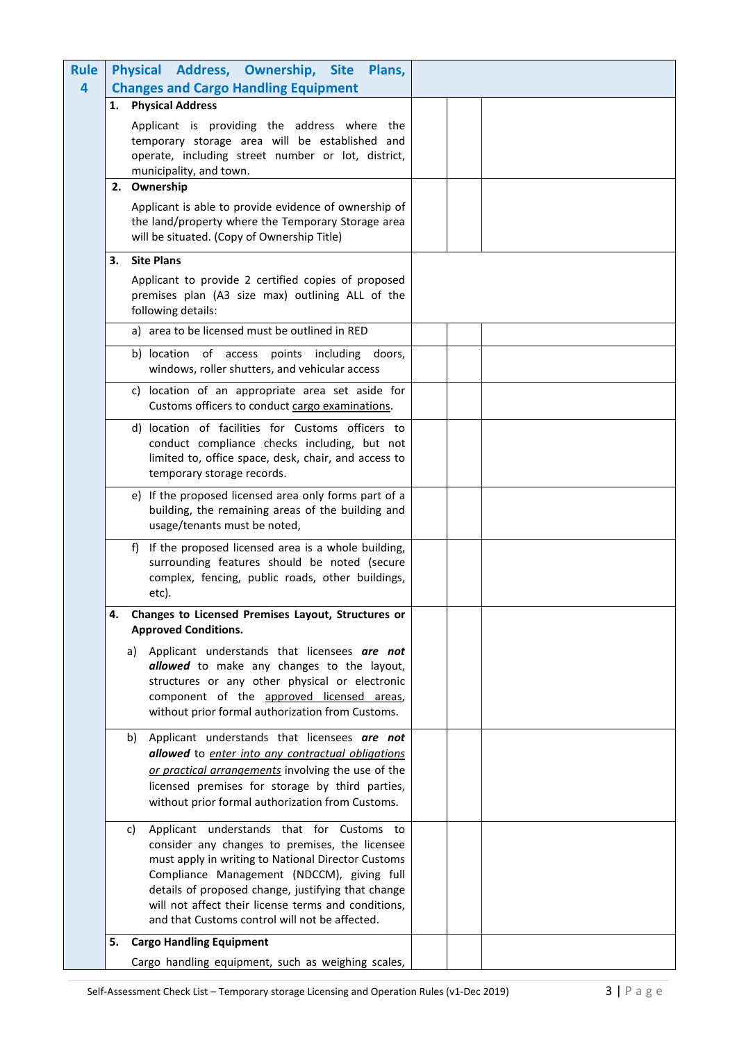| Rule 4 | Physical Address, Ownership, Site Plans, Changes and Cargo Handling Equipment | | | |
|---|---|---|---|---|
| | **1. Physical Address**<br><br>Applicant is providing the address where the temporary storage area will be established and operate, including street number or lot, district, municipality, and town. | | | |
| | **2. Ownership**<br><br>Applicant is able to provide evidence of ownership of the land/property where the Temporary Storage area will be situated. (Copy of Ownership Title) | | | |
| | **3. Site Plans**<br><br>Applicant to provide 2 certified copies of proposed premises plan (A3 size max) outlining ALL of the following details: | | | |
| | a) area to be licensed must be outlined in RED | | | |
| | b) location of access points including doors, windows, roller shutters, and vehicular access | | | |
| | c) location of an appropriate area set aside for Customs officers to conduct cargo examinations. | | | |
| | d) location of facilities for Customs officers to conduct compliance checks including, but not limited to, office space, desk, chair, and access to temporary storage records. | | | |
| | e) If the proposed licensed area only forms part of a building, the remaining areas of the building and usage/tenants must be noted, | | | |
| | f) If the proposed licensed area is a whole building, surrounding features should be noted (secure complex, fencing, public roads, other buildings, etc). | | | |
| | **4. Changes to Licensed Premises Layout, Structures or Approved Conditions.**<br><br>a) Applicant understands that licensees ***are not allowed*** to make any changes to the layout, structures or any other physical or electronic component of the approved licensed areas, without prior formal authorization from Customs. | | | |
| | b) Applicant understands that licensees ***are not allowed*** to enter into any contractual obligations or practical arrangements involving the use of the licensed premises for storage by third parties, without prior formal authorization from Customs. | | | |
| | c) Applicant understands that for Customs to consider any changes to premises, the licensee must apply in writing to National Director Customs Compliance Management (NDCCM), giving full details of proposed change, justifying that change will not affect their license terms and conditions, and that Customs control will not be affected. | | | |
| | **5. Cargo Handling Equipment**<br><br>Cargo handling equipment, such as weighing scales, | | | |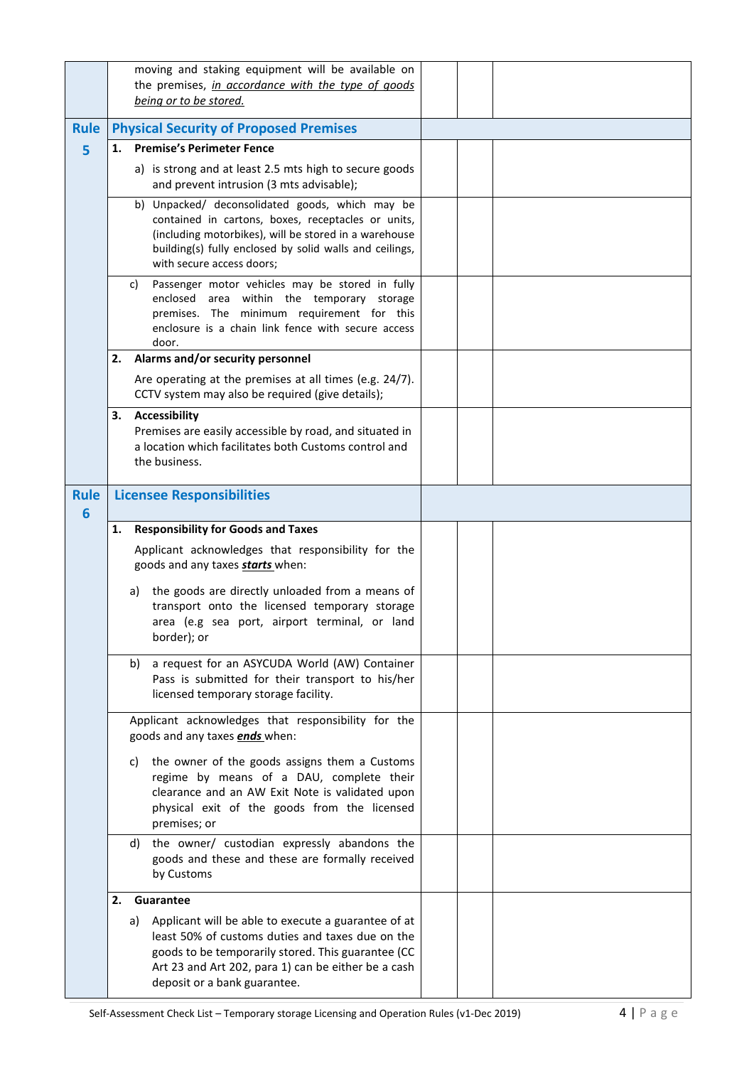| | | | | |
|---|---|---|---|---|
| | moving and staking equipment will be available on the premises, *in accordance with the type of goods being or to be stored.* | | | |
| **Rule 5** | **Physical Security of Proposed Premises** | | | |
| | **1. Premise's Perimeter Fence** a) is strong and at least 2.5 mts high to secure goods and prevent intrusion (3 mts advisable); | | | |
| | b) Unpacked/ deconsolidated goods, which may be contained in cartons, boxes, receptacles or units, (including motorbikes), will be stored in a warehouse building(s) fully enclosed by solid walls and ceilings, with secure access doors; | | | |
| | c) Passenger motor vehicles may be stored in fully enclosed area within the temporary storage premises. The minimum requirement for this enclosure is a chain link fence with secure access door. | | | |
| | **2. Alarms and/or security personnel** Are operating at the premises at all times (e.g. 24/7). CCTV system may also be required (give details); | | | |
| | **3. Accessibility** Premises are easily accessible by road, and situated in a location which facilitates both Customs control and the business. | | | |
| **Rule 6** | **Licensee Responsibilities** | | | |
| | **1. Responsibility for Goods and Taxes** Applicant acknowledges that responsibility for the goods and any taxes ***starts*** when: a) the goods are directly unloaded from a means of transport onto the licensed temporary storage area (e.g sea port, airport terminal, or land border); or | | | |
| | b) a request for an ASYCUDA World (AW) Container Pass is submitted for their transport to his/her licensed temporary storage facility. | | | |
| | Applicant acknowledges that responsibility for the goods and any taxes ***ends*** when: c) the owner of the goods assigns them a Customs regime by means of a DAU, complete their clearance and an AW Exit Note is validated upon physical exit of the goods from the licensed premises; or | | | |
| | d) the owner/ custodian expressly abandons the goods and these and these are formally received by Customs | | | |
| | **2. Guarantee** a) Applicant will be able to execute a guarantee of at least 50% of customs duties and taxes due on the goods to be temporarily stored. This guarantee (CC Art 23 and Art 202, para 1) can be either be a cash deposit or a bank guarantee. | | | |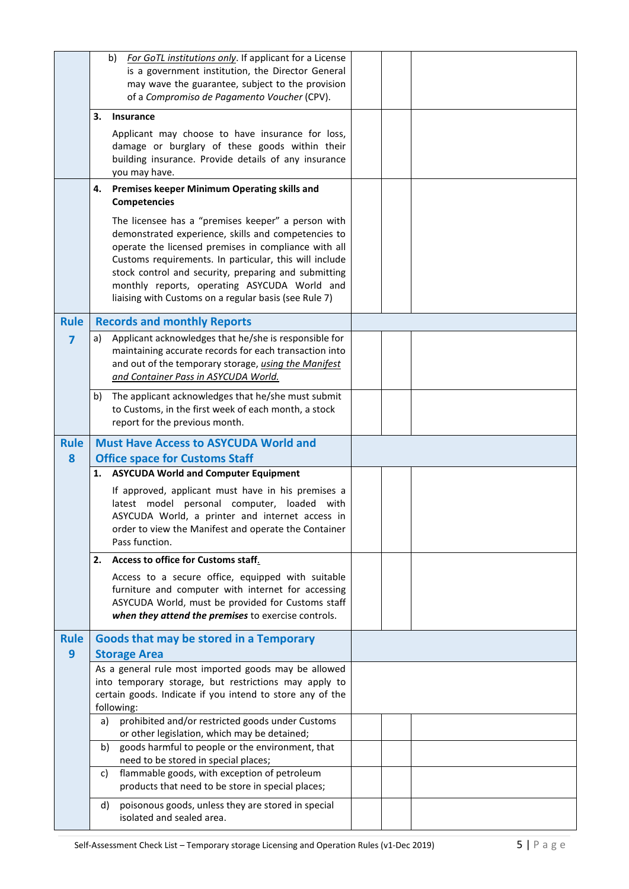| | | | | |
|---|---|---|---|---|
| | b) *For GoTL institutions only*. If applicant for a License is a government institution, the Director General may wave the guarantee, subject to the provision of a *Compromiso de Pagamento Voucher* (CPV). | | | |
| | **3. Insurance**<br><br>Applicant may choose to have insurance for loss, damage or burglary of these goods within their building insurance. Provide details of any insurance you may have. | | | |
| | **4. Premises keeper Minimum Operating skills and Competencies**<br><br>The licensee has a "premises keeper" a person with demonstrated experience, skills and competencies to operate the licensed premises in compliance with all Customs requirements. In particular, this will include stock control and security, preparing and submitting monthly reports, operating ASYCUDA World and liaising with Customs on a regular basis (see Rule 7) | | | |
| **Rule 7** | **Records and monthly Reports** | | | |
| | a) Applicant acknowledges that he/she is responsible for maintaining accurate records for each transaction into and out of the temporary storage, *using the Manifest and Container Pass in ASYCUDA World.* | | | |
| | b) The applicant acknowledges that he/she must submit to Customs, in the first week of each month, a stock report for the previous month. | | | |
| **Rule 8** | **Must Have Access to ASYCUDA World and Office space for Customs Staff** | | | |
| | **1. ASYCUDA World and Computer Equipment**<br><br>If approved, applicant must have in his premises a latest model personal computer, loaded with ASYCUDA World, a printer and internet access in order to view the Manifest and operate the Container Pass function. | | | |
| | **2. Access to office for Customs staff.**<br><br>Access to a secure office, equipped with suitable furniture and computer with internet for accessing ASYCUDA World, must be provided for Customs staff ***when they attend the premises*** to exercise controls. | | | |
| **Rule 9** | **Goods that may be stored in a Temporary Storage Area** | | | |
| | As a general rule most imported goods may be allowed into temporary storage, but restrictions may apply to certain goods. Indicate if you intend to store any of the following: | | | |
| | a) prohibited and/or restricted goods under Customs or other legislation, which may be detained; | | | |
| | b) goods harmful to people or the environment, that need to be stored in special places; | | | |
| | c) flammable goods, with exception of petroleum products that need to be store in special places; | | | |
| | d) poisonous goods, unless they are stored in special isolated and sealed area. | | | |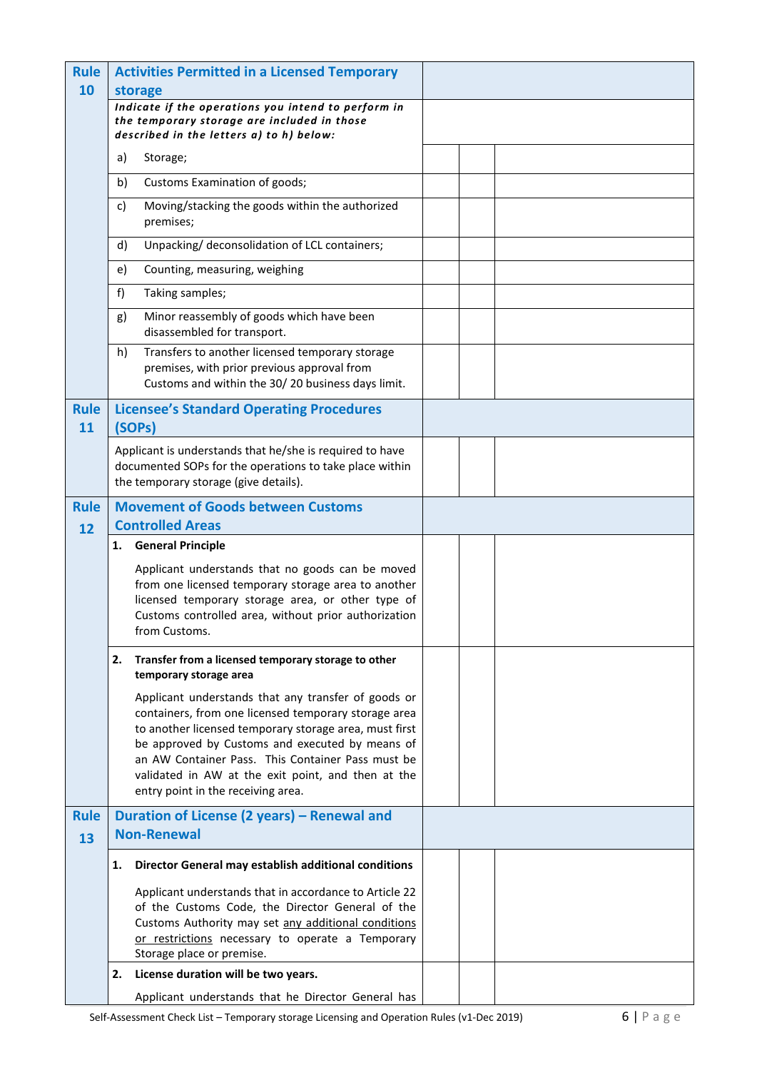| Rule | | | | |
|---|---|---|---|---|
| **Rule 10** | **Activities Permitted in a Licensed Temporary storage** | | | |
| | ***Indicate if the operations you intend to perform in the temporary storage are included in those described in the letters a) to h) below:*** | | | |
| | a) Storage; | | | |
| | b) Customs Examination of goods; | | | |
| | c) Moving/stacking the goods within the authorized premises; | | | |
| | d) Unpacking/ deconsolidation of LCL containers; | | | |
| | e) Counting, measuring, weighing | | | |
| | f) Taking samples; | | | |
| | g) Minor reassembly of goods which have been disassembled for transport. | | | |
| | h) Transfers to another licensed temporary storage premises, with prior previous approval from Customs and within the 30/ 20 business days limit. | | | |
| **Rule 11** | **Licensee's Standard Operating Procedures (SOPs)** | | | |
| | Applicant is understands that he/she is required to have documented SOPs for the operations to take place within the temporary storage (give details). | | | |
| **Rule 12** | **Movement of Goods between Customs Controlled Areas** | | | |
| | **1. General Principle**<br><br>Applicant understands that no goods can be moved from one licensed temporary storage area to another licensed temporary storage area, or other type of Customs controlled area, without prior authorization from Customs. | | | |
| | **2. Transfer from a licensed temporary storage to other temporary storage area**<br><br>Applicant understands that any transfer of goods or containers, from one licensed temporary storage area to another licensed temporary storage area, must first be approved by Customs and executed by means of an AW Container Pass. This Container Pass must be validated in AW at the exit point, and then at the entry point in the receiving area. | | | |
| **Rule 13** | **Duration of License (2 years) – Renewal and Non-Renewal** | | | |
| | **1. Director General may establish additional conditions**<br><br>Applicant understands that in accordance to Article 22 of the Customs Code, the Director General of the Customs Authority may set any additional conditions or restrictions necessary to operate a Temporary Storage place or premise. | | | |
| | **2. License duration will be two years.**<br><br>Applicant understands that he Director General has | | | |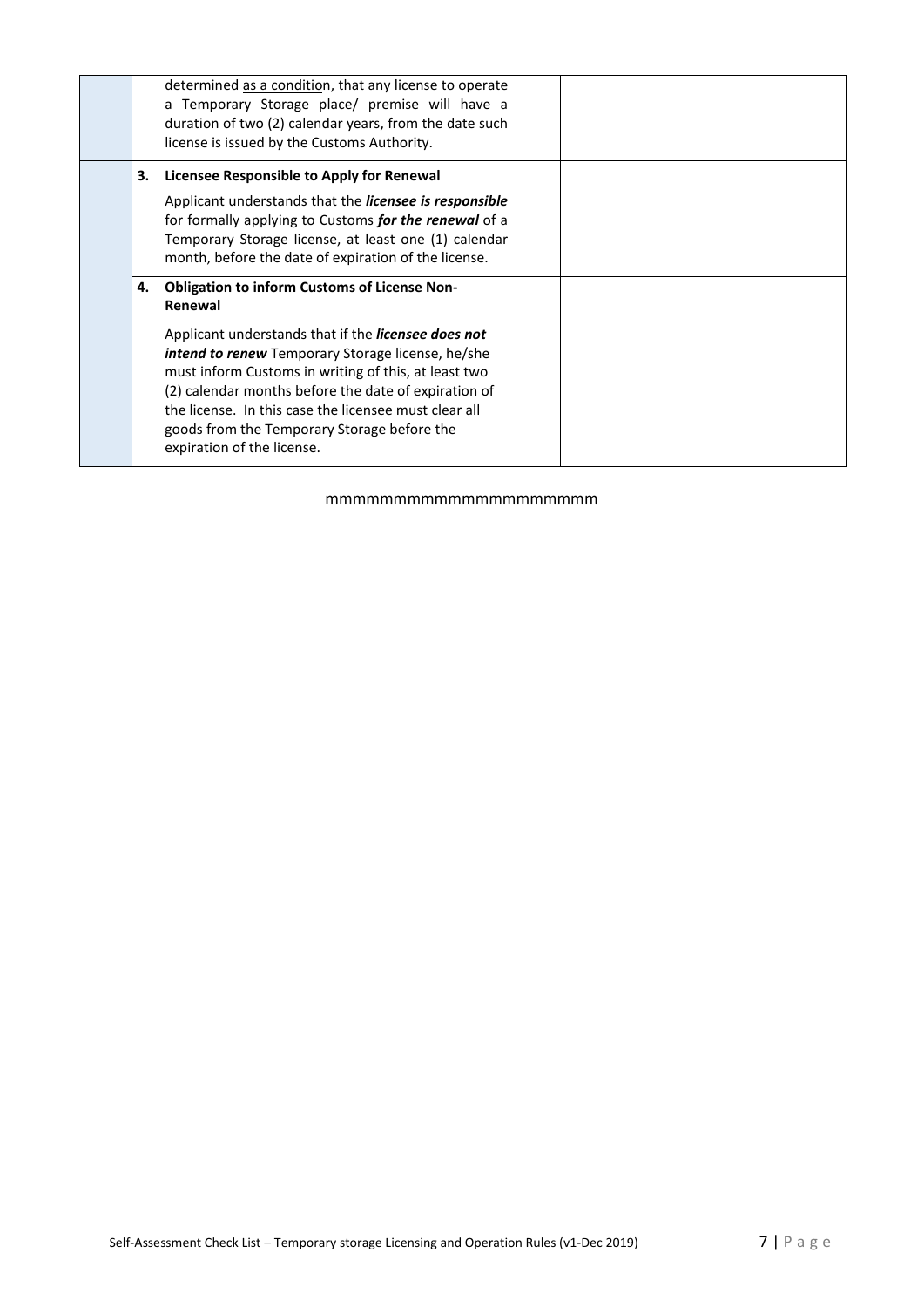| | | | | | |
|---|---|---|---|---|---|
| | | determined <u>as a condition</u>, that any license to operate a Temporary Storage place/ premise will have a duration of two (2) calendar years, from the date such license is issued by the Customs Authority. | | | |
| | **3.** | **Licensee Responsible to Apply for Renewal**<br><br>Applicant understands that the ***licensee is responsible*** for formally applying to Customs ***for the renewal*** of a Temporary Storage license, at least one (1) calendar month, before the date of expiration of the license. | | | |
| | **4.** | **Obligation to inform Customs of License Non-Renewal**<br><br>Applicant understands that if the ***licensee does not intend to renew*** Temporary Storage license, he/she must inform Customs in writing of this, at least two (2) calendar months before the date of expiration of the license. In this case the licensee must clear all goods from the Temporary Storage before the expiration of the license. | | | |

mmmmmmmmmmmmmmmmmmmm